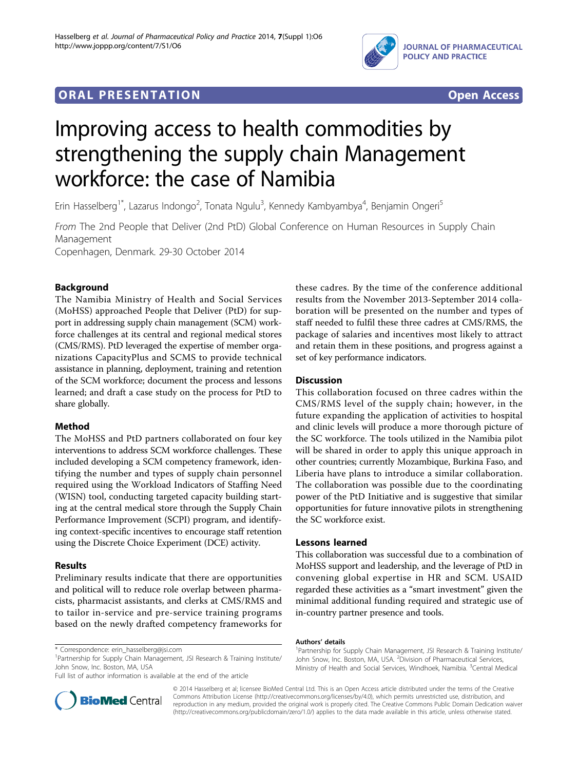ORAL PRESENTATION Open Access

# Improving access to health commodities by strengthening the supply chain Management workforce: the case of Namibia

Erin Hasselberg[1*], Lazarus Indongo[2], Tonata Ngulu[3], Kennedy Kambyambya[4], Benjamin Ongeri[5]

*From* The 2nd People that Deliver (2nd PtD) Global Conference on Human Resources in Supply Chain Management
Copenhagen, Denmark. 29-30 October 2014

## Background

The Namibia Ministry of Health and Social Services (MoHSS) approached People that Deliver (PtD) for support in addressing supply chain management (SCM) workforce challenges at its central and regional medical stores (CMS/RMS). PtD leveraged the expertise of member organizations CapacityPlus and SCMS to provide technical assistance in planning, deployment, training and retention of the SCM workforce; document the process and lessons learned; and draft a case study on the process for PtD to share globally.

## Method

The MoHSS and PtD partners collaborated on four key interventions to address SCM workforce challenges. These included developing a SCM competency framework, identifying the number and types of supply chain personnel required using the Workload Indicators of Staffing Need (WISN) tool, conducting targeted capacity building starting at the central medical store through the Supply Chain Performance Improvement (SCPI) program, and identifying context-specific incentives to encourage staff retention using the Discrete Choice Experiment (DCE) activity.

## Results

Preliminary results indicate that there are opportunities and political will to reduce role overlap between pharmacists, pharmacist assistants, and clerks at CMS/RMS and to tailor in-service and pre-service training programs based on the newly drafted competency frameworks for these cadres. By the time of the conference additional results from the November 2013-September 2014 collaboration will be presented on the number and types of staff needed to fulfil these three cadres at CMS/RMS, the package of salaries and incentives most likely to attract and retain them in these positions, and progress against a set of key performance indicators.

## Discussion

This collaboration focused on three cadres within the CMS/RMS level of the supply chain; however, in the future expanding the application of activities to hospital and clinic levels will produce a more thorough picture of the SC workforce. The tools utilized in the Namibia pilot will be shared in order to apply this unique approach in other countries; currently Mozambique, Burkina Faso, and Liberia have plans to introduce a similar collaboration. The collaboration was possible due to the coordinating power of the PtD Initiative and is suggestive that similar opportunities for future innovative pilots in strengthening the SC workforce exist.

## Lessons learned

This collaboration was successful due to a combination of MoHSS support and leadership, and the leverage of PtD in convening global expertise in HR and SCM. USAID regarded these activities as a "smart investment" given the minimal additional funding required and strategic use of in-country partner presence and tools.

\* Correspondence: erin_hasselberg@jsi.com
[1]Partnership for Supply Chain Management, JSI Research & Training Institute/ John Snow, Inc. Boston, MA, USA
Full list of author information is available at the end of the article

### Authors' details

[1]Partnership for Supply Chain Management, JSI Research & Training Institute/ John Snow, Inc. Boston, MA, USA. [2]Division of Pharmaceutical Services, Ministry of Health and Social Services, Windhoek, Namibia. [3]Central Medical

© 2014 Hasselberg et al; licensee BioMed Central Ltd. This is an Open Access article distributed under the terms of the Creative Commons Attribution License (http://creativecommons.org/licenses/by/4.0), which permits unrestricted use, distribution, and reproduction in any medium, provided the original work is properly cited. The Creative Commons Public Domain Dedication waiver (http://creativecommons.org/publicdomain/zero/1.0/) applies to the data made available in this article, unless otherwise stated.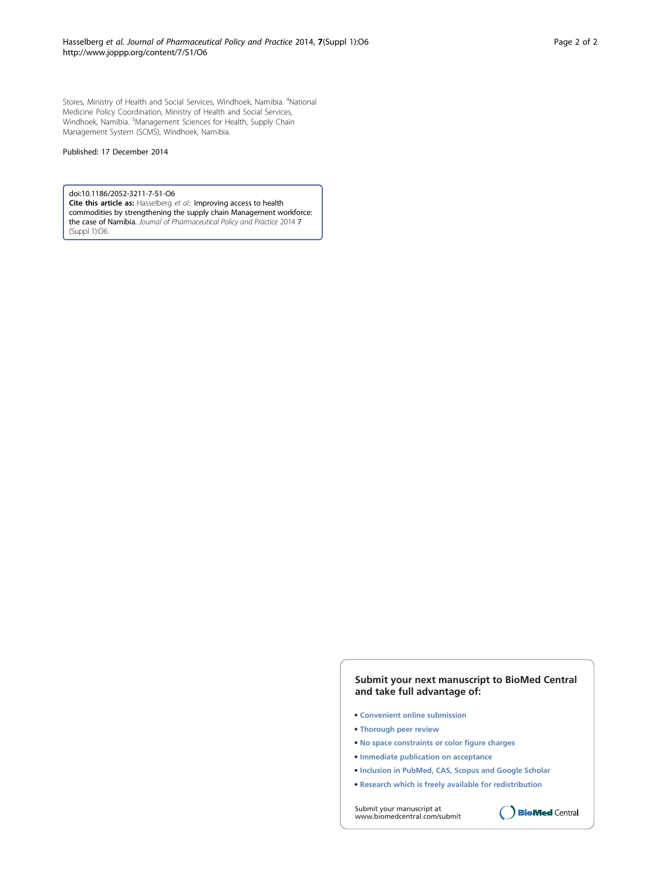Stores, Ministry of Health and Social Services, Windhoek, Namibia. [4]National Medicine Policy Coordination, Ministry of Health and Social Services, Windhoek, Namibia. [5]Management Sciences for Health, Supply Chain Management System (SCMS), Windhoek, Namibia.

Published: 17 December 2014

doi:10.1186/2052-3211-7-S1-O6
**Cite this article as:** Hasselberg *et al.*: Improving access to health commodities by strengthening the supply chain Management workforce: the case of Namibia. *Journal of Pharmaceutical Policy and Practice* 2014 **7** (Suppl 1):O6.

**Submit your next manuscript to BioMed Central and take full advantage of:**

- **Convenient online submission**
- **Thorough peer review**
- **No space constraints or color figure charges**
- **Immediate publication on acceptance**
- **Inclusion in PubMed, CAS, Scopus and Google Scholar**
- **Research which is freely available for redistribution**

Submit your manuscript at
www.biomedcentral.com/submit

BioMed Central